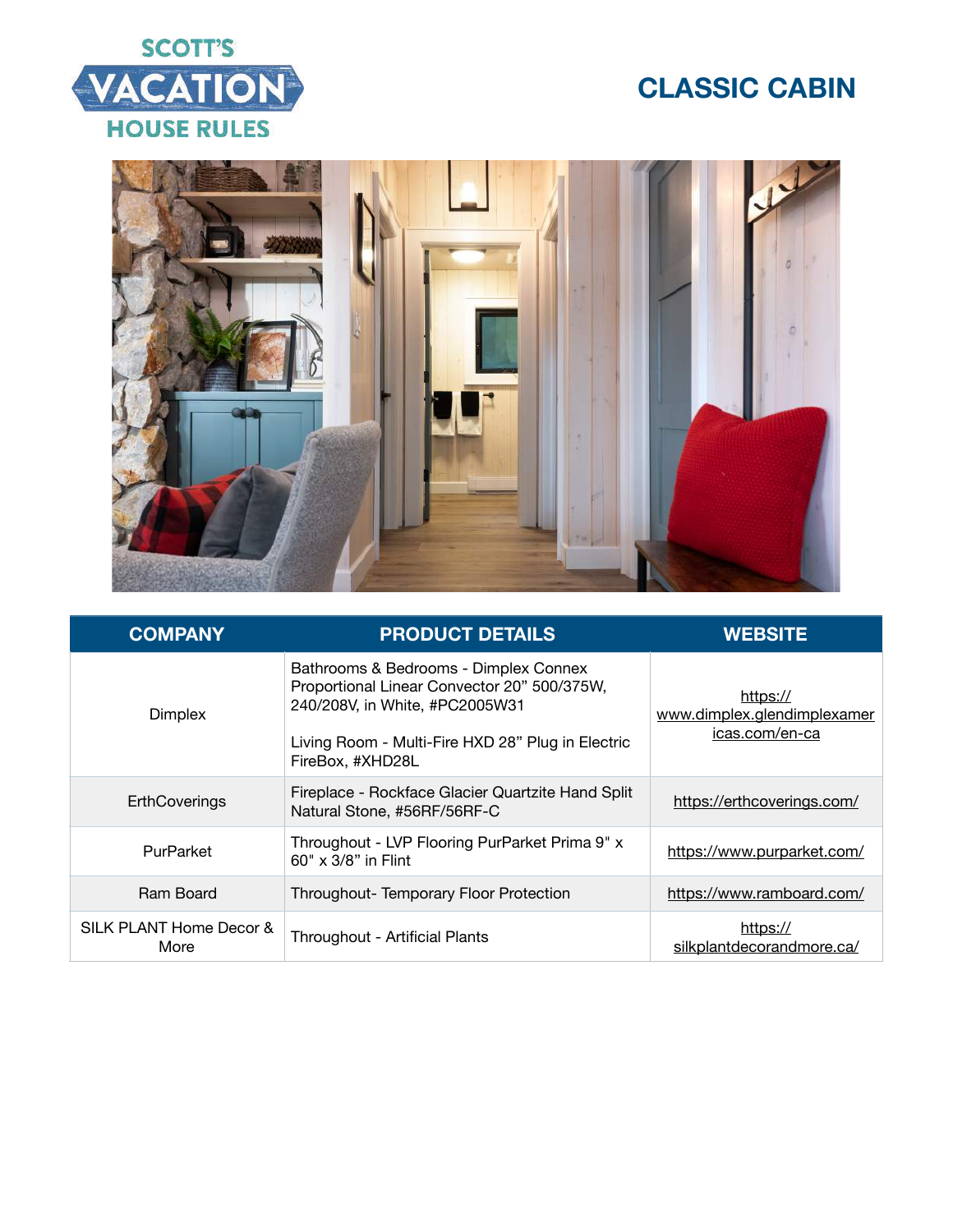# CLASSIC CABIN

| COMPANY | PRODUCT DETAILS | WEBSITE |
| --- | --- | --- |
| Dimplex | Bathrooms & Bedrooms - Dimplex Connex Proportional Linear Convector 20" 500/375W, 240/208V, in White, #PC2005W31<br><br>Living Room - Multi-Fire HXD 28" Plug in Electric FireBox, #XHD28L | https://www.dimplex.glendimplexamericas.com/en-ca |
| ErthCoverings | Fireplace - Rockface Glacier Quartzite Hand Split Natural Stone, #56RF/56RF-C | https://erthcoverings.com/ |
| PurParket | Throughout - LVP Flooring PurParket Prima 9" x 60" x 3/8" in Flint | https://www.purparket.com/ |
| Ram Board | Throughout- Temporary Floor Protection | https://www.ramboard.com/ |
| SILK PLANT Home Decor & More | Throughout - Artificial Plants | https://silkplantdecorandmore.ca/ |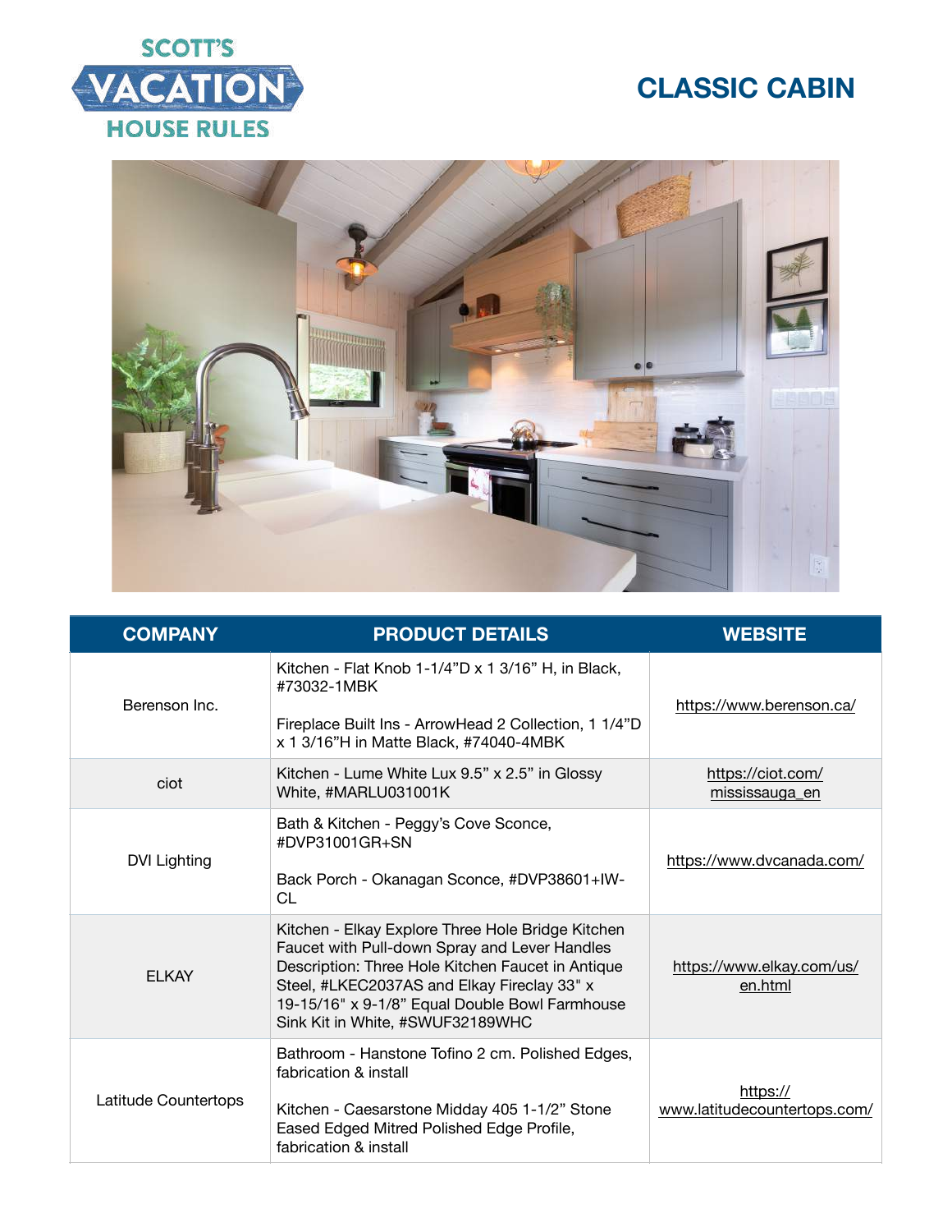# CLASSIC CABIN

| COMPANY | PRODUCT DETAILS | WEBSITE |
| --- | --- | --- |
| Berenson Inc. | Kitchen - Flat Knob 1-1/4"D x 1 3/16" H, in Black, #73032-1MBK<br><br>Fireplace Built Ins - ArrowHead 2 Collection, 1 1/4"D x 1 3/16"H in Matte Black, #74040-4MBK | https://www.berenson.ca/ |
| ciot | Kitchen - Lume White Lux 9.5" x 2.5" in Glossy White, #MARLU031001K | https://ciot.com/mississauga_en |
| DVI Lighting | Bath & Kitchen - Peggy's Cove Sconce, #DVP31001GR+SN<br><br>Back Porch - Okanagan Sconce, #DVP38601+IW-CL | https://www.dvcanada.com/ |
| ELKAY | Kitchen - Elkay Explore Three Hole Bridge Kitchen Faucet with Pull-down Spray and Lever Handles Description: Three Hole Kitchen Faucet in Antique Steel, #LKEC2037AS and Elkay Fireclay 33" x 19-15/16" x 9-1/8" Equal Double Bowl Farmhouse Sink Kit in White, #SWUF32189WHC | https://www.elkay.com/us/en.html |
| Latitude Countertops | Bathroom - Hanstone Tofino 2 cm. Polished Edges, fabrication & install<br><br>Kitchen - Caesarstone Midday 405 1-1/2" Stone Eased Edged Mitred Polished Edge Profile, fabrication & install | https://www.latitudecountertops.com/ |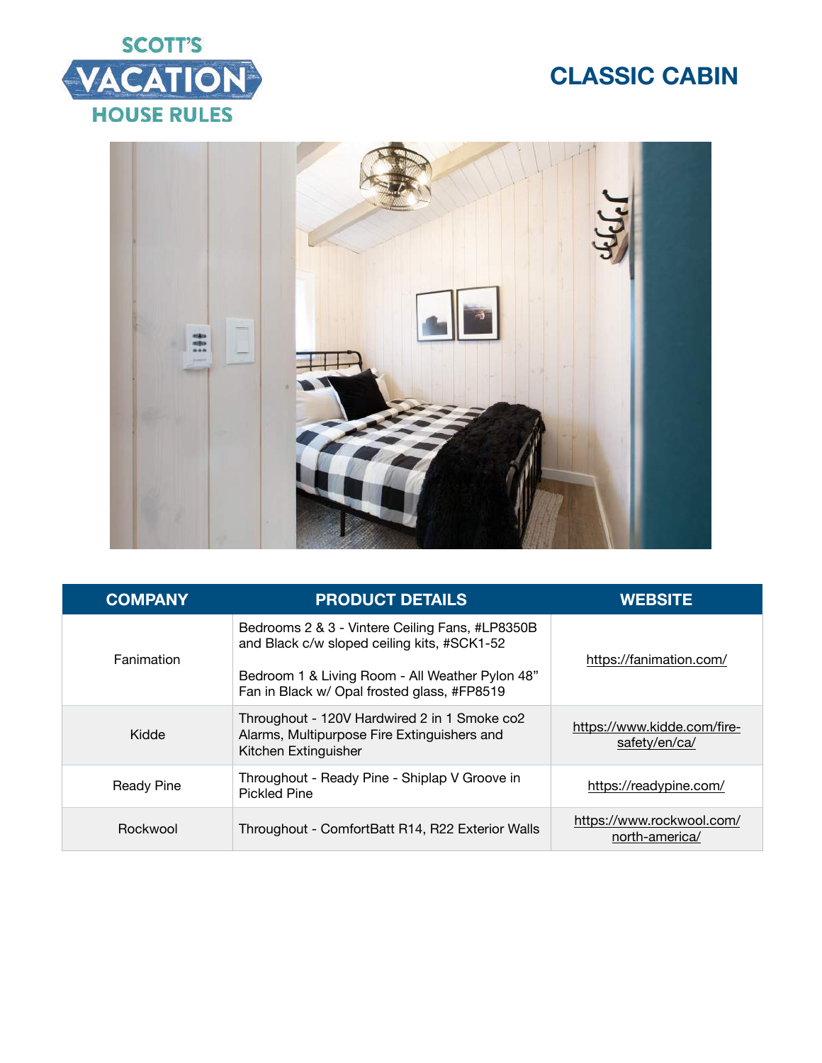SCOTT'S VACATION HOUSE RULES

# CLASSIC CABIN

| COMPANY | PRODUCT DETAILS | WEBSITE |
|---|---|---|
| Fanimation | Bedrooms 2 & 3 - Vintere Ceiling Fans, #LP8350B and Black c/w sloped ceiling kits, #SCK1-52<br><br>Bedroom 1 & Living Room - All Weather Pylon 48" Fan in Black w/ Opal frosted glass, #FP8519 | https://fanimation.com/ |
| Kidde | Throughout - 120V Hardwired 2 in 1 Smoke co2 Alarms, Multipurpose Fire Extinguishers and Kitchen Extinguisher | https://www.kidde.com/fire-safety/en/ca/ |
| Ready Pine | Throughout - Ready Pine - Shiplap V Groove in Pickled Pine | https://readypine.com/ |
| Rockwool | Throughout - ComfortBatt R14, R22 Exterior Walls | https://www.rockwool.com/north-america/ |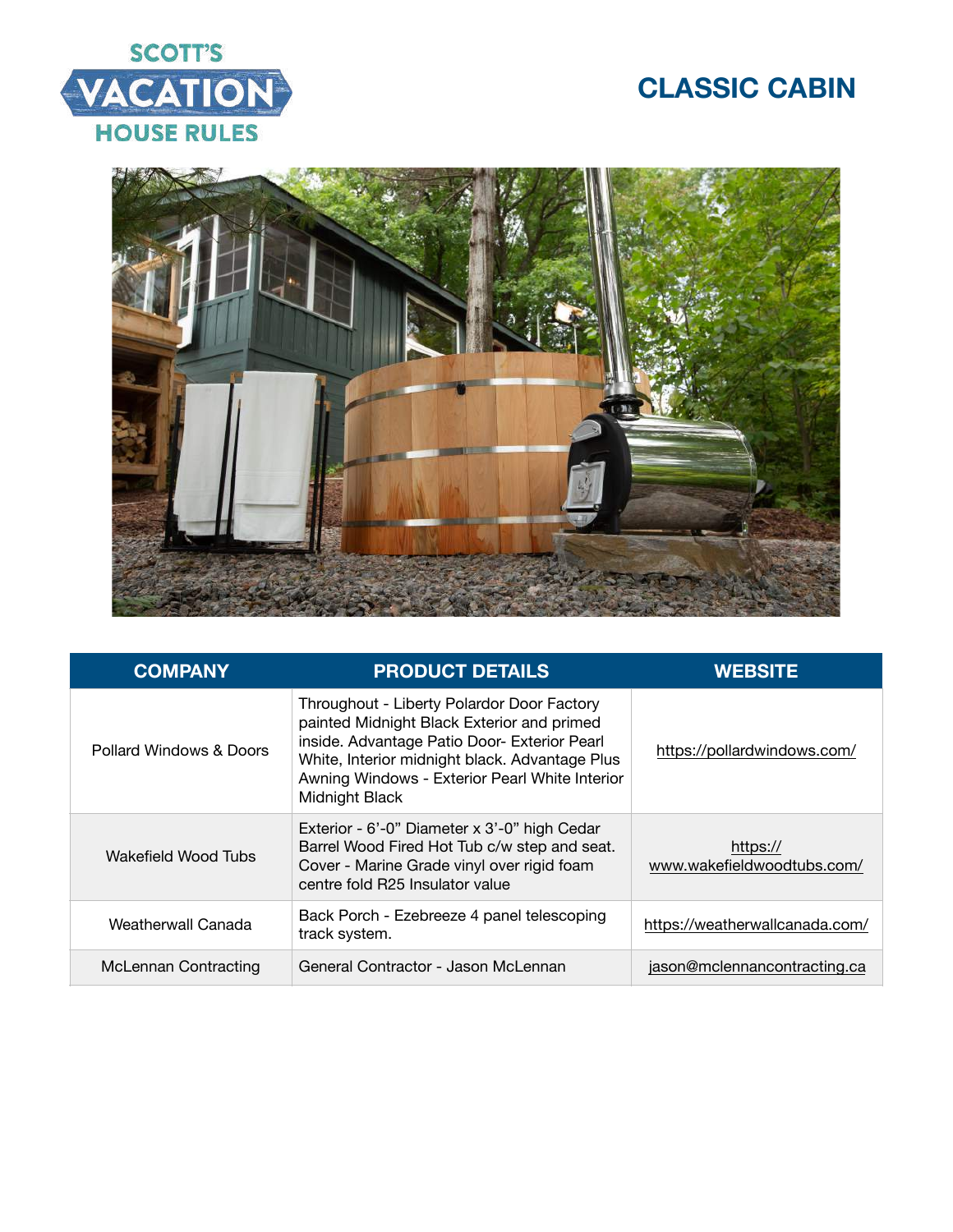SCOTT'S VACATION HOUSE RULES

# CLASSIC CABIN

| COMPANY | PRODUCT DETAILS | WEBSITE |
|---|---|---|
| Pollard Windows & Doors | Throughout - Liberty Polardor Door Factory painted Midnight Black Exterior and primed inside. Advantage Patio Door- Exterior Pearl White, Interior midnight black. Advantage Plus Awning Windows - Exterior Pearl White Interior Midnight Black | https://pollardwindows.com/ |
| Wakefield Wood Tubs | Exterior - 6'-0" Diameter x 3'-0" high Cedar Barrel Wood Fired Hot Tub c/w step and seat. Cover - Marine Grade vinyl over rigid foam centre fold R25 Insulator value | https://www.wakefieldwoodtubs.com/ |
| Weatherwall Canada | Back Porch - Ezebreeze 4 panel telescoping track system. | https://weatherwallcanada.com/ |
| McLennan Contracting | General Contractor - Jason McLennan | jason@mclennancontracting.ca |